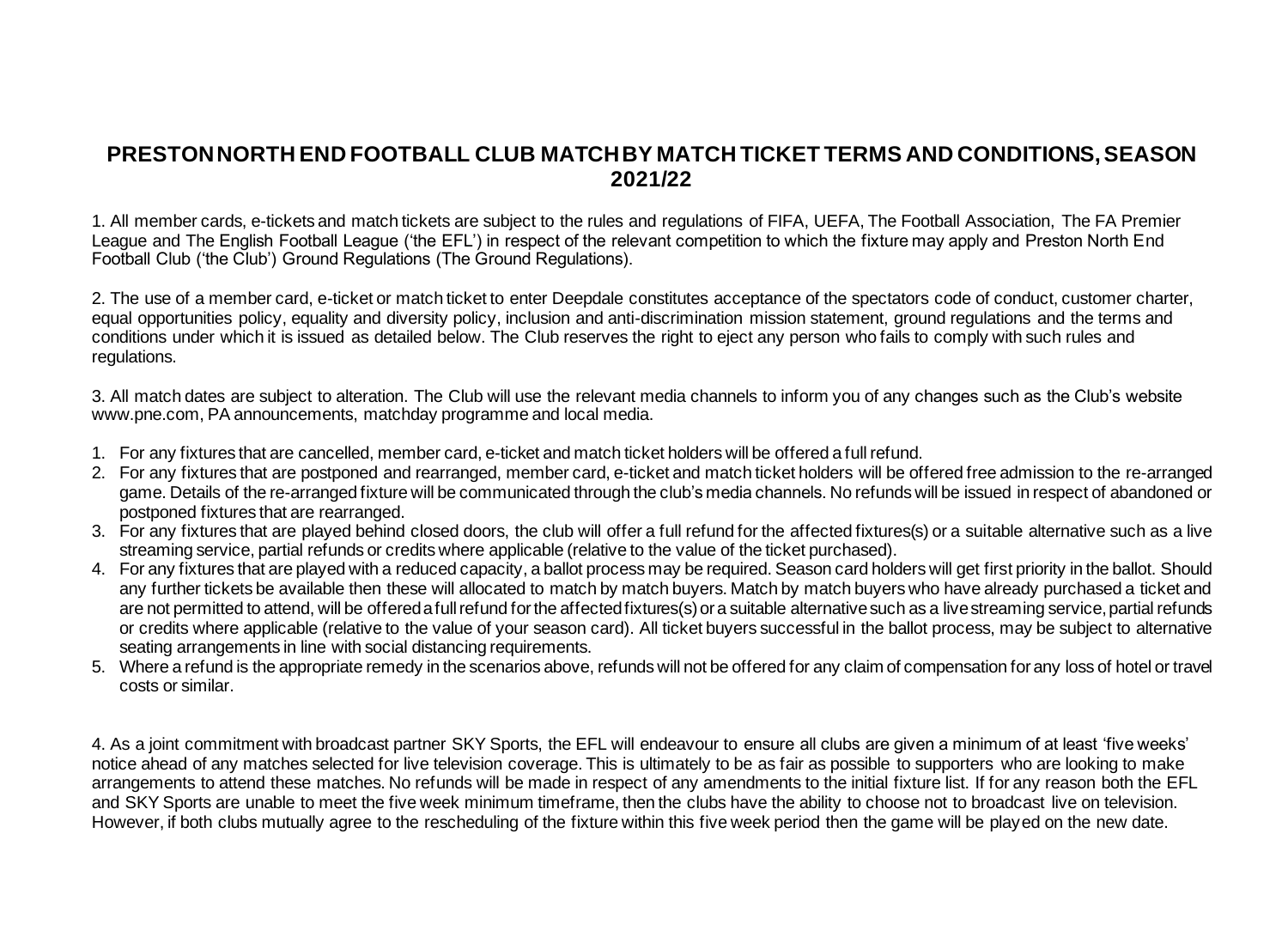# PRESTON NORTH END FOOTBALL CLUB MATCH BY MATCH TICKET TERMS AND CONDITIONS, SEASON 2021/22

1. All member cards, e-tickets and match tickets are subject to the rules and regulations of FIFA, UEFA, The Football Association, The FA Premier League and The English Football League ('the EFL') in respect of the relevant competition to which the fixture may apply and Preston North End Football Club ('the Club') Ground Regulations (The Ground Regulations).

2. The use of a member card, e-ticket or match ticket to enter Deepdale constitutes acceptance of the spectators code of conduct, customer charter, equal opportunities policy, equality and diversity policy, inclusion and anti-discrimination mission statement, ground regulations and the terms and conditions under which it is issued as detailed below. The Club reserves the right to eject any person who fails to comply with such rules and regulations.

3. All match dates are subject to alteration. The Club will use the relevant media channels to inform you of any changes such as the Club's website www.pne.com, PA announcements, matchday programme and local media.

   1. For any fixtures that are cancelled, member card, e-ticket and match ticket holders will be offered a full refund.
   2. For any fixtures that are postponed and rearranged, member card, e-ticket and match ticket holders will be offered free admission to the re-arranged game. Details of the re-arranged fixture will be communicated through the club's media channels. No refunds will be issued in respect of abandoned or postponed fixtures that are rearranged.
   3. For any fixtures that are played behind closed doors, the club will offer a full refund for the affected fixtures(s) or a suitable alternative such as a live streaming service, partial refunds or credits where applicable (relative to the value of the ticket purchased).
   4. For any fixtures that are played with a reduced capacity, a ballot process may be required. Season card holders will get first priority in the ballot. Should any further tickets be available then these will allocated to match by match buyers. Match by match buyers who have already purchased a ticket and are not permitted to attend, will be offered a full refund for the affected fixtures(s) or a suitable alternative such as a live streaming service, partial refunds or credits where applicable (relative to the value of your season card). All ticket buyers successful in the ballot process, may be subject to alternative seating arrangements in line with social distancing requirements.
   5. Where a refund is the appropriate remedy in the scenarios above, refunds will not be offered for any claim of compensation for any loss of hotel or travel costs or similar.

4. As a joint commitment with broadcast partner SKY Sports, the EFL will endeavour to ensure all clubs are given a minimum of at least 'five weeks' notice ahead of any matches selected for live television coverage. This is ultimately to be as fair as possible to supporters who are looking to make arrangements to attend these matches. No refunds will be made in respect of any amendments to the initial fixture list. If for any reason both the EFL and SKY Sports are unable to meet the five week minimum timeframe, then the clubs have the ability to choose not to broadcast live on television. However, if both clubs mutually agree to the rescheduling of the fixture within this five week period then the game will be played on the new date.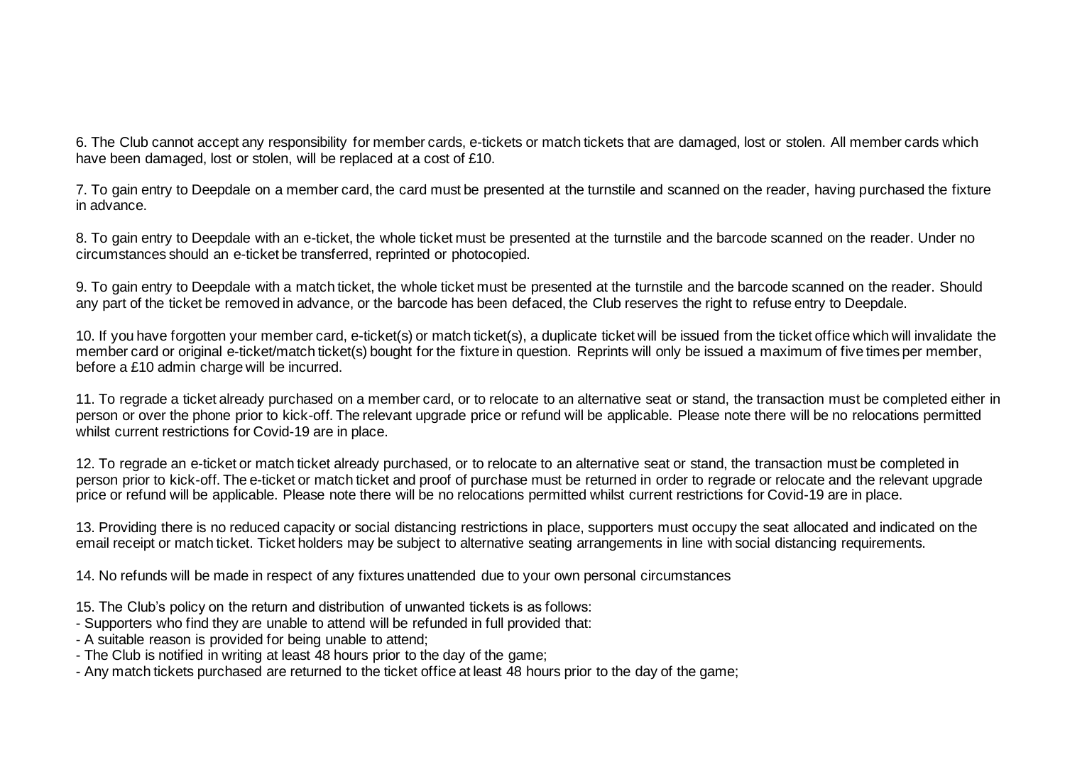6. The Club cannot accept any responsibility for member cards, e-tickets or match tickets that are damaged, lost or stolen. All member cards which have been damaged, lost or stolen, will be replaced at a cost of £10.

7. To gain entry to Deepdale on a member card, the card must be presented at the turnstile and scanned on the reader, having purchased the fixture in advance.

8. To gain entry to Deepdale with an e-ticket, the whole ticket must be presented at the turnstile and the barcode scanned on the reader. Under no circumstances should an e-ticket be transferred, reprinted or photocopied.

9. To gain entry to Deepdale with a match ticket, the whole ticket must be presented at the turnstile and the barcode scanned on the reader. Should any part of the ticket be removed in advance, or the barcode has been defaced, the Club reserves the right to refuse entry to Deepdale.

10. If you have forgotten your member card, e-ticket(s) or match ticket(s), a duplicate ticket will be issued from the ticket office which will invalidate the member card or original e-ticket/match ticket(s) bought for the fixture in question. Reprints will only be issued a maximum of five times per member, before a £10 admin charge will be incurred.

11. To regrade a ticket already purchased on a member card, or to relocate to an alternative seat or stand, the transaction must be completed either in person or over the phone prior to kick-off. The relevant upgrade price or refund will be applicable. Please note there will be no relocations permitted whilst current restrictions for Covid-19 are in place.

12. To regrade an e-ticket or match ticket already purchased, or to relocate to an alternative seat or stand, the transaction must be completed in person prior to kick-off. The e-ticket or match ticket and proof of purchase must be returned in order to regrade or relocate and the relevant upgrade price or refund will be applicable. Please note there will be no relocations permitted whilst current restrictions for Covid-19 are in place.

13. Providing there is no reduced capacity or social distancing restrictions in place, supporters must occupy the seat allocated and indicated on the email receipt or match ticket. Ticket holders may be subject to alternative seating arrangements in line with social distancing requirements.

14. No refunds will be made in respect of any fixtures unattended due to your own personal circumstances

15. The Club's policy on the return and distribution of unwanted tickets is as follows:

- Supporters who find they are unable to attend will be refunded in full provided that:
- A suitable reason is provided for being unable to attend;
- The Club is notified in writing at least 48 hours prior to the day of the game;
- Any match tickets purchased are returned to the ticket office at least 48 hours prior to the day of the game;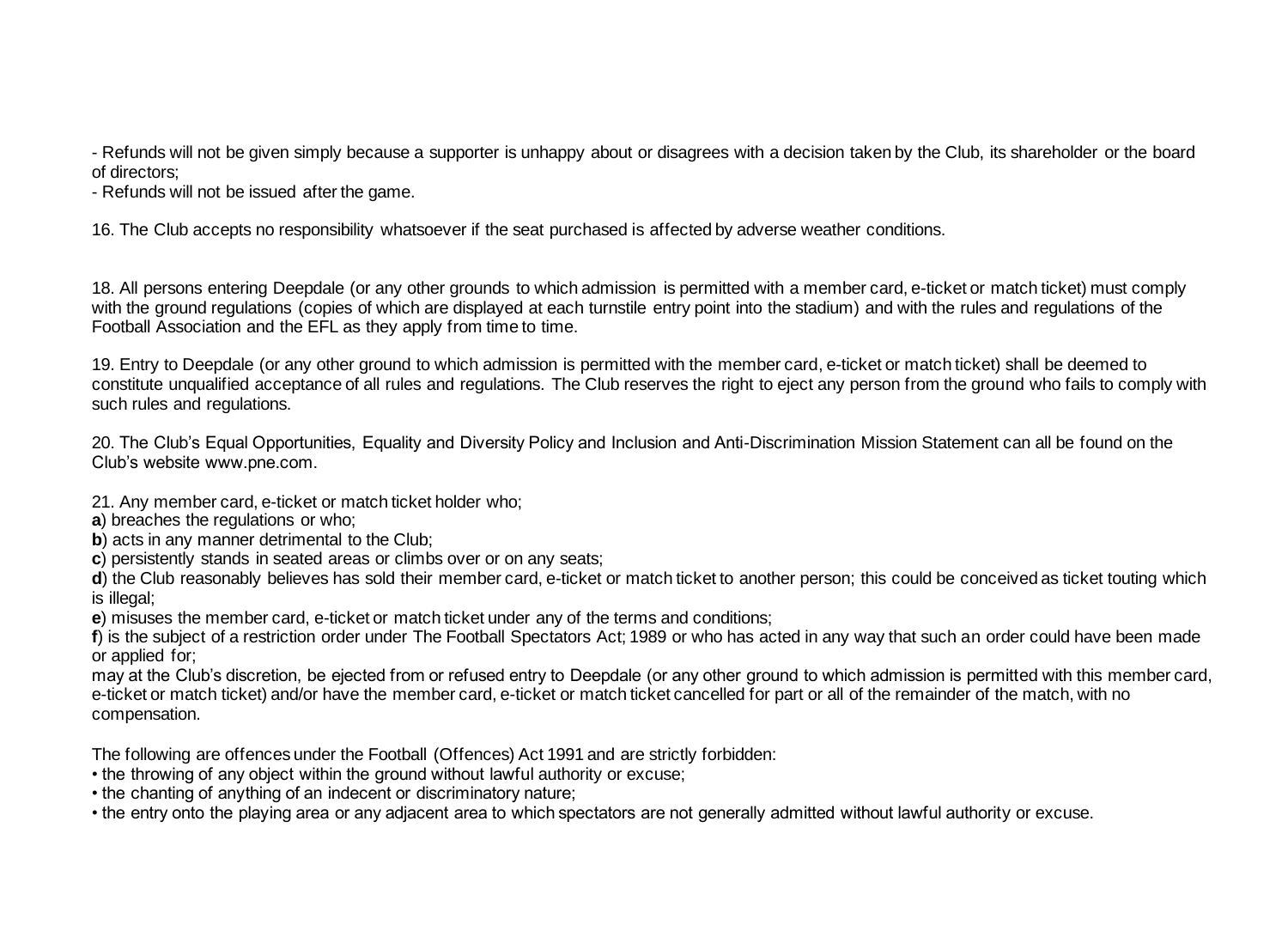- Refunds will not be given simply because a supporter is unhappy about or disagrees with a decision taken by the Club, its shareholder or the board of directors;
- Refunds will not be issued after the game.

16. The Club accepts no responsibility whatsoever if the seat purchased is affected by adverse weather conditions.

18. All persons entering Deepdale (or any other grounds to which admission is permitted with a member card, e-ticket or match ticket) must comply with the ground regulations (copies of which are displayed at each turnstile entry point into the stadium) and with the rules and regulations of the Football Association and the EFL as they apply from time to time.

19. Entry to Deepdale (or any other ground to which admission is permitted with the member card, e-ticket or match ticket) shall be deemed to constitute unqualified acceptance of all rules and regulations. The Club reserves the right to eject any person from the ground who fails to comply with such rules and regulations.

20. The Club's Equal Opportunities, Equality and Diversity Policy and Inclusion and Anti-Discrimination Mission Statement can all be found on the Club's website www.pne.com.

21. Any member card, e-ticket or match ticket holder who;
**a**) breaches the regulations or who;
**b**) acts in any manner detrimental to the Club;
**c**) persistently stands in seated areas or climbs over or on any seats;
**d**) the Club reasonably believes has sold their member card, e-ticket or match ticket to another person; this could be conceived as ticket touting which is illegal;
**e**) misuses the member card, e-ticket or match ticket under any of the terms and conditions;
**f**) is the subject of a restriction order under The Football Spectators Act; 1989 or who has acted in any way that such an order could have been made or applied for;
may at the Club's discretion, be ejected from or refused entry to Deepdale (or any other ground to which admission is permitted with this member card, e-ticket or match ticket) and/or have the member card, e-ticket or match ticket cancelled for part or all of the remainder of the match, with no compensation.

The following are offences under the Football (Offences) Act 1991 and are strictly forbidden:
• the throwing of any object within the ground without lawful authority or excuse;
• the chanting of anything of an indecent or discriminatory nature;
• the entry onto the playing area or any adjacent area to which spectators are not generally admitted without lawful authority or excuse.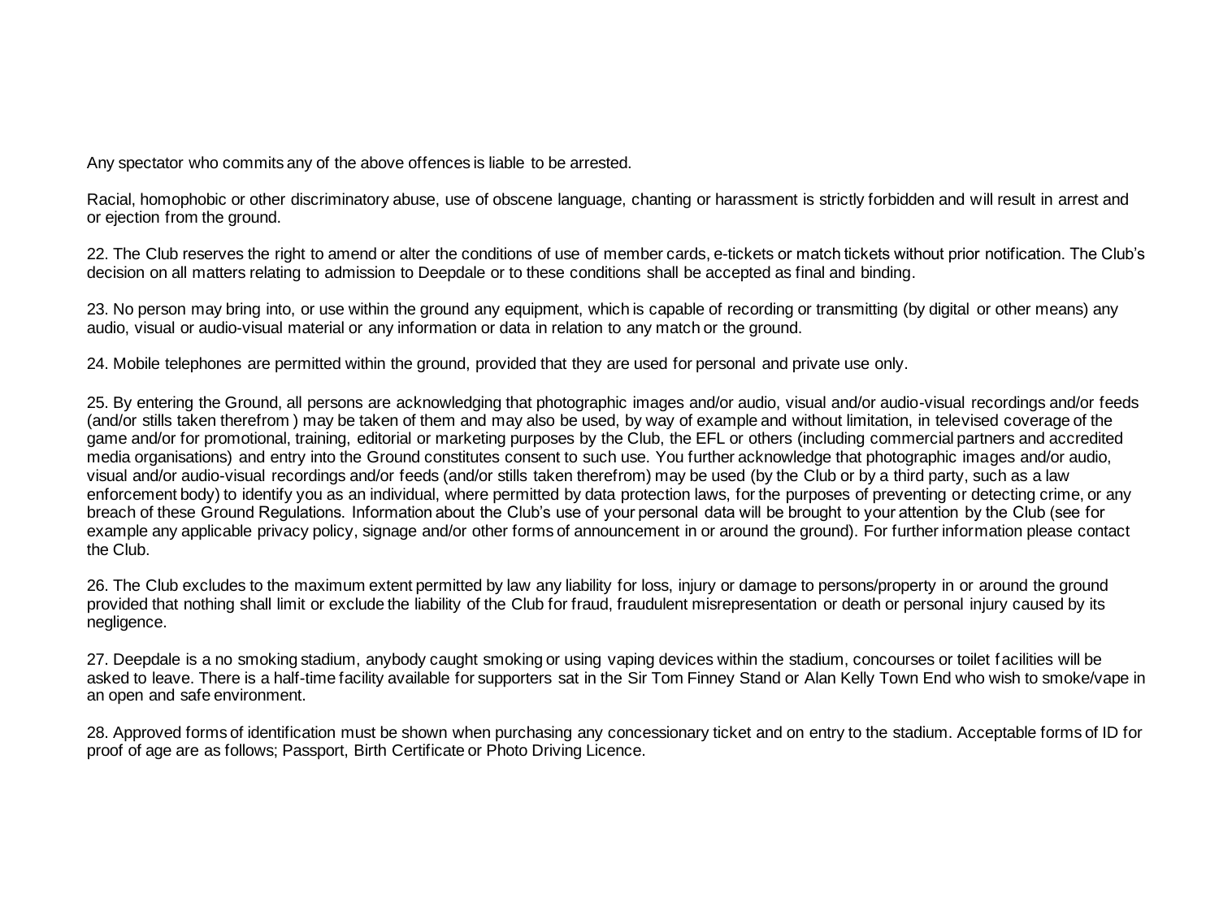Any spectator who commits any of the above offences is liable to be arrested.

Racial, homophobic or other discriminatory abuse, use of obscene language, chanting or harassment is strictly forbidden and will result in arrest and or ejection from the ground.

22. The Club reserves the right to amend or alter the conditions of use of member cards, e-tickets or match tickets without prior notification. The Club's decision on all matters relating to admission to Deepdale or to these conditions shall be accepted as final and binding.

23. No person may bring into, or use within the ground any equipment, which is capable of recording or transmitting (by digital or other means) any audio, visual or audio-visual material or any information or data in relation to any match or the ground.

24. Mobile telephones are permitted within the ground, provided that they are used for personal and private use only.

25. By entering the Ground, all persons are acknowledging that photographic images and/or audio, visual and/or audio-visual recordings and/or feeds (and/or stills taken therefrom ) may be taken of them and may also be used, by way of example and without limitation, in televised coverage of the game and/or for promotional, training, editorial or marketing purposes by the Club, the EFL or others (including commercial partners and accredited media organisations) and entry into the Ground constitutes consent to such use. You further acknowledge that photographic images and/or audio, visual and/or audio-visual recordings and/or feeds (and/or stills taken therefrom) may be used (by the Club or by a third party, such as a law enforcement body) to identify you as an individual, where permitted by data protection laws, for the purposes of preventing or detecting crime, or any breach of these Ground Regulations. Information about the Club's use of your personal data will be brought to your attention by the Club (see for example any applicable privacy policy, signage and/or other forms of announcement in or around the ground). For further information please contact the Club.

26. The Club excludes to the maximum extent permitted by law any liability for loss, injury or damage to persons/property in or around the ground provided that nothing shall limit or exclude the liability of the Club for fraud, fraudulent misrepresentation or death or personal injury caused by its negligence.

27. Deepdale is a no smoking stadium, anybody caught smoking or using vaping devices within the stadium, concourses or toilet facilities will be asked to leave. There is a half-time facility available for supporters sat in the Sir Tom Finney Stand or Alan Kelly Town End who wish to smoke/vape in an open and safe environment.

28. Approved forms of identification must be shown when purchasing any concessionary ticket and on entry to the stadium. Acceptable forms of ID for proof of age are as follows; Passport, Birth Certificate or Photo Driving Licence.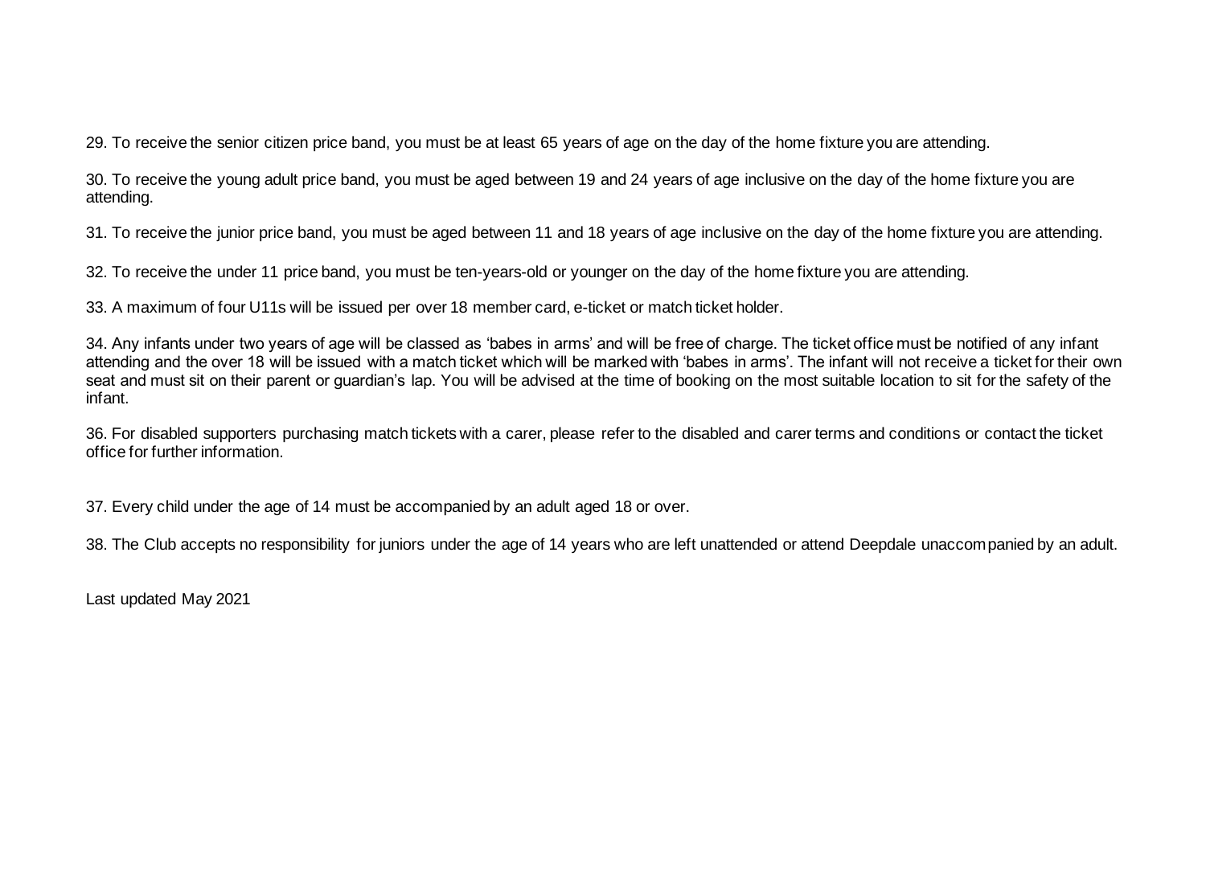29. To receive the senior citizen price band, you must be at least 65 years of age on the day of the home fixture you are attending.

30. To receive the young adult price band, you must be aged between 19 and 24 years of age inclusive on the day of the home fixture you are attending.

31. To receive the junior price band, you must be aged between 11 and 18 years of age inclusive on the day of the home fixture you are attending.

32. To receive the under 11 price band, you must be ten-years-old or younger on the day of the home fixture you are attending.

33. A maximum of four U11s will be issued per over 18 member card, e-ticket or match ticket holder.

34. Any infants under two years of age will be classed as 'babes in arms' and will be free of charge. The ticket office must be notified of any infant attending and the over 18 will be issued with a match ticket which will be marked with 'babes in arms'. The infant will not receive a ticket for their own seat and must sit on their parent or guardian's lap. You will be advised at the time of booking on the most suitable location to sit for the safety of the infant.

36. For disabled supporters purchasing match tickets with a carer, please refer to the disabled and carer terms and conditions or contact the ticket office for further information.

37. Every child under the age of 14 must be accompanied by an adult aged 18 or over.

38. The Club accepts no responsibility for juniors under the age of 14 years who are left unattended or attend Deepdale unaccompanied by an adult.

Last updated May 2021